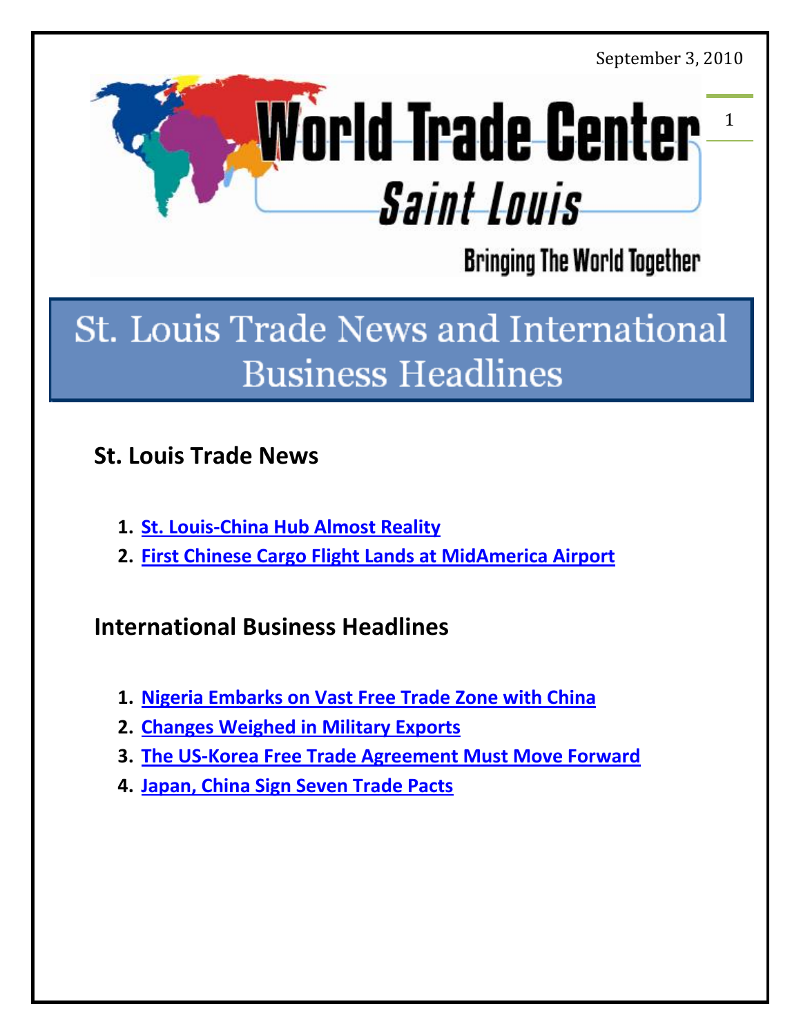September 3, 2010

# World Trade Center Saint Louis

Bringing The World Together

# St. Louis Trade News and International Business Headlines

## St. Louis Trade News

1. **St. Louis-China Hub Almost Reality**
2. **First Chinese Cargo Flight Lands at MidAmerica Airport**

## International Business Headlines

1. **Nigeria Embarks on Vast Free Trade Zone with China**
2. **Changes Weighed in Military Exports**
3. **The US-Korea Free Trade Agreement Must Move Forward**
4. **Japan, China Sign Seven Trade Pacts**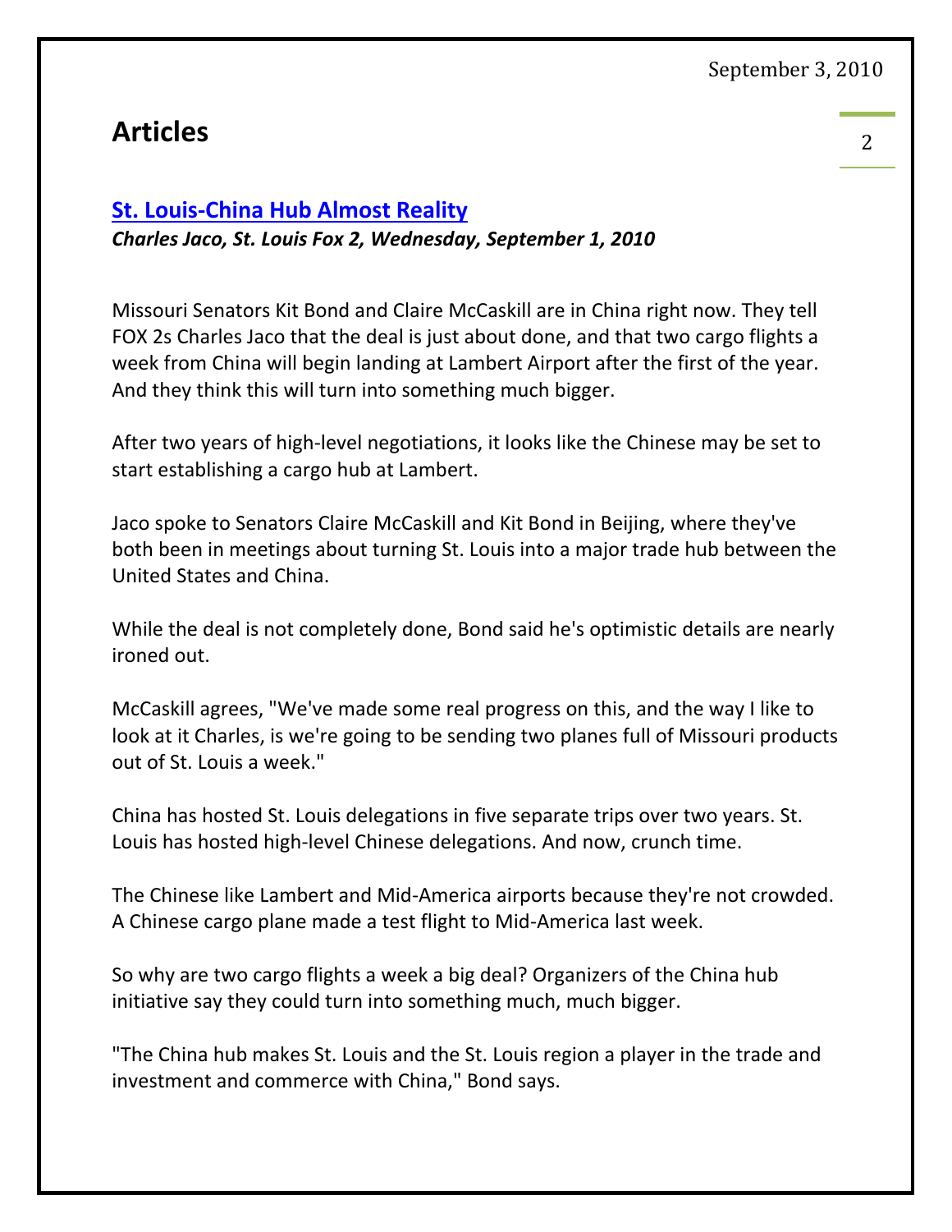## Articles

### [St. Louis-China Hub Almost Reality]

***Charles Jaco, St. Louis Fox 2, Wednesday, September 1, 2010***

Missouri Senators Kit Bond and Claire McCaskill are in China right now. They tell FOX 2s Charles Jaco that the deal is just about done, and that two cargo flights a week from China will begin landing at Lambert Airport after the first of the year. And they think this will turn into something much bigger.

After two years of high-level negotiations, it looks like the Chinese may be set to start establishing a cargo hub at Lambert.

Jaco spoke to Senators Claire McCaskill and Kit Bond in Beijing, where they've both been in meetings about turning St. Louis into a major trade hub between the United States and China.

While the deal is not completely done, Bond said he's optimistic details are nearly ironed out.

McCaskill agrees, "We've made some real progress on this, and the way I like to look at it Charles, is we're going to be sending two planes full of Missouri products out of St. Louis a week."

China has hosted St. Louis delegations in five separate trips over two years. St. Louis has hosted high-level Chinese delegations. And now, crunch time.

The Chinese like Lambert and Mid-America airports because they're not crowded. A Chinese cargo plane made a test flight to Mid-America last week.

So why are two cargo flights a week a big deal? Organizers of the China hub initiative say they could turn into something much, much bigger.

"The China hub makes St. Louis and the St. Louis region a player in the trade and investment and commerce with China," Bond says.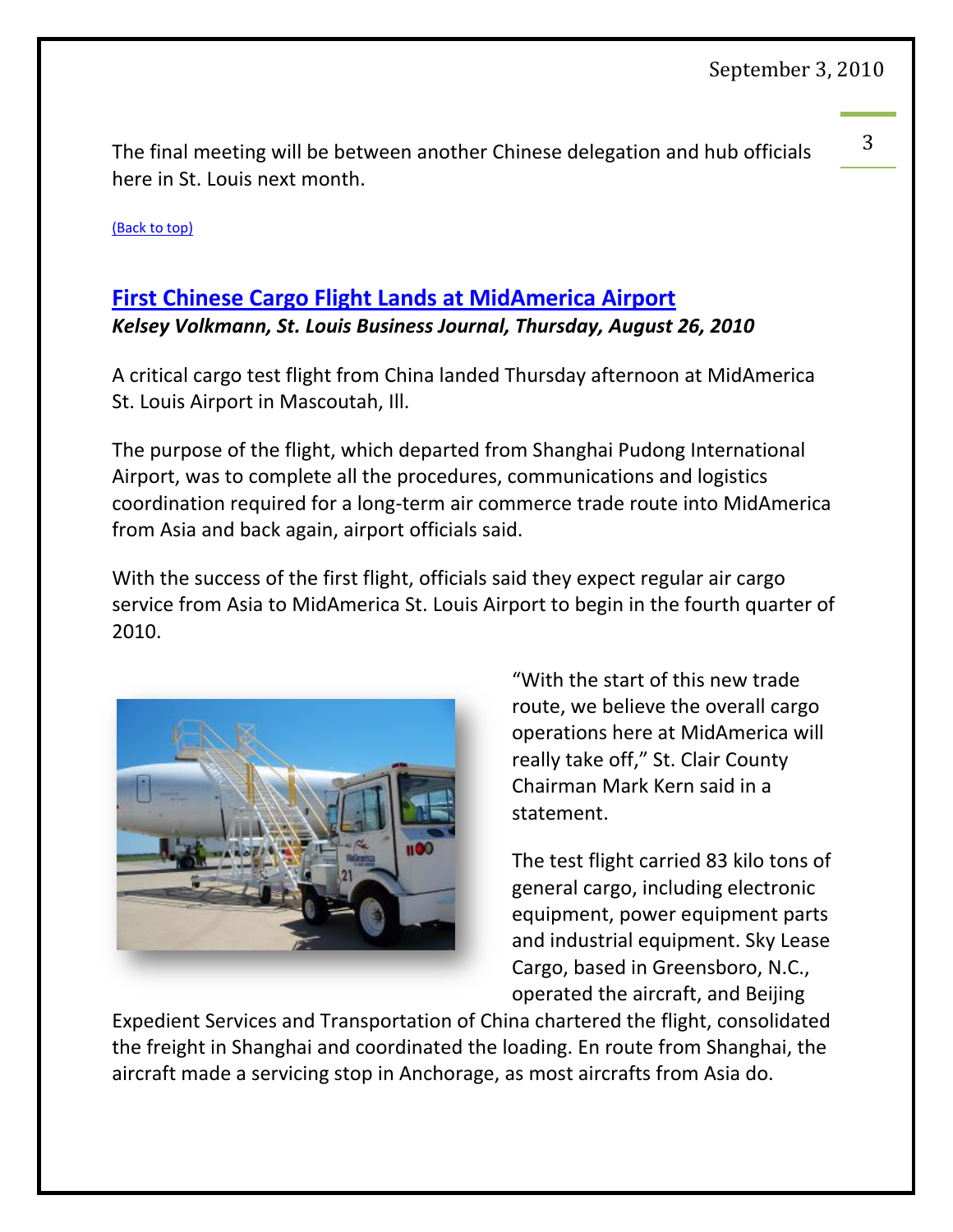The final meeting will be between another Chinese delegation and hub officials here in St. Louis next month.

(Back to top)

## First Chinese Cargo Flight Lands at MidAmerica Airport

***Kelsey Volkmann, St. Louis Business Journal, Thursday, August 26, 2010***

A critical cargo test flight from China landed Thursday afternoon at MidAmerica St. Louis Airport in Mascoutah, Ill.

The purpose of the flight, which departed from Shanghai Pudong International Airport, was to complete all the procedures, communications and logistics coordination required for a long-term air commerce trade route into MidAmerica from Asia and back again, airport officials said.

With the success of the first flight, officials said they expect regular air cargo service from Asia to MidAmerica St. Louis Airport to begin in the fourth quarter of 2010.

"With the start of this new trade route, we believe the overall cargo operations here at MidAmerica will really take off," St. Clair County Chairman Mark Kern said in a statement.

The test flight carried 83 kilo tons of general cargo, including electronic equipment, power equipment parts and industrial equipment. Sky Lease Cargo, based in Greensboro, N.C., operated the aircraft, and Beijing Expedient Services and Transportation of China chartered the flight, consolidated the freight in Shanghai and coordinated the loading. En route from Shanghai, the aircraft made a servicing stop in Anchorage, as most aircrafts from Asia do.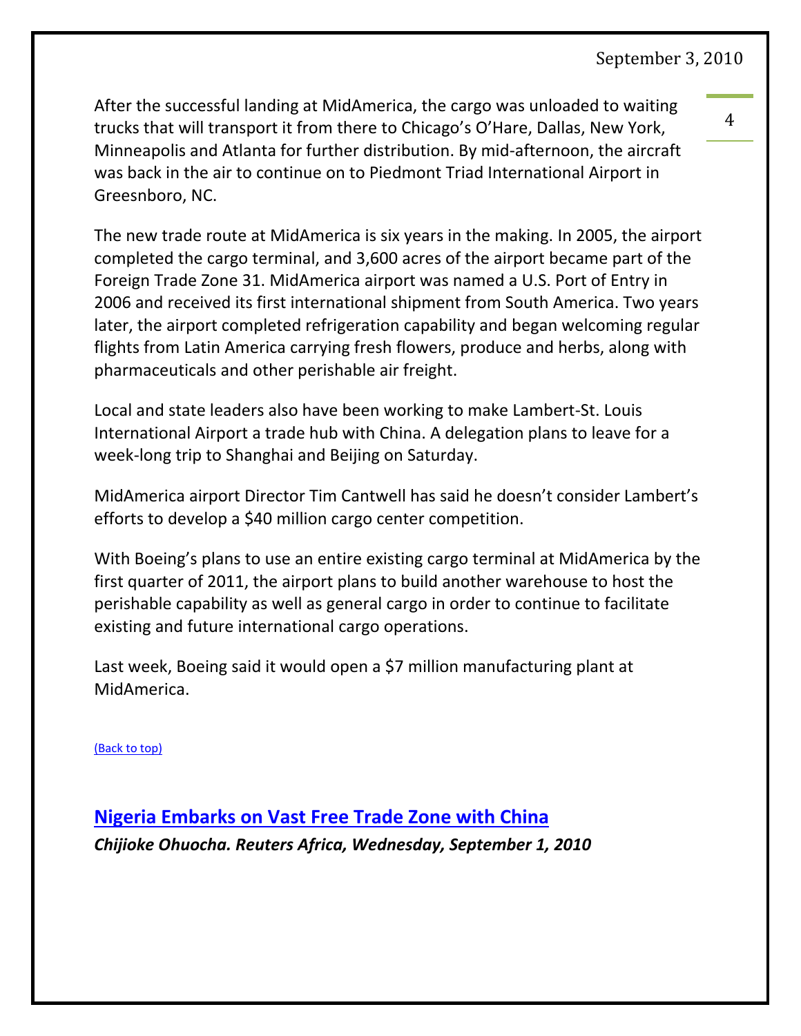After the successful landing at MidAmerica, the cargo was unloaded to waiting trucks that will transport it from there to Chicago's O'Hare, Dallas, New York, Minneapolis and Atlanta for further distribution. By mid-afternoon, the aircraft was back in the air to continue on to Piedmont Triad International Airport in Greesnboro, NC.

The new trade route at MidAmerica is six years in the making. In 2005, the airport completed the cargo terminal, and 3,600 acres of the airport became part of the Foreign Trade Zone 31. MidAmerica airport was named a U.S. Port of Entry in 2006 and received its first international shipment from South America. Two years later, the airport completed refrigeration capability and began welcoming regular flights from Latin America carrying fresh flowers, produce and herbs, along with pharmaceuticals and other perishable air freight.

Local and state leaders also have been working to make Lambert-St. Louis International Airport a trade hub with China. A delegation plans to leave for a week-long trip to Shanghai and Beijing on Saturday.

MidAmerica airport Director Tim Cantwell has said he doesn't consider Lambert's efforts to develop a $40 million cargo center competition.

With Boeing's plans to use an entire existing cargo terminal at MidAmerica by the first quarter of 2011, the airport plans to build another warehouse to host the perishable capability as well as general cargo in order to continue to facilitate existing and future international cargo operations.

Last week, Boeing said it would open a $7 million manufacturing plant at MidAmerica.

(Back to top)

## Nigeria Embarks on Vast Free Trade Zone with China

***Chijioke Ohuocha. Reuters Africa, Wednesday, September 1, 2010***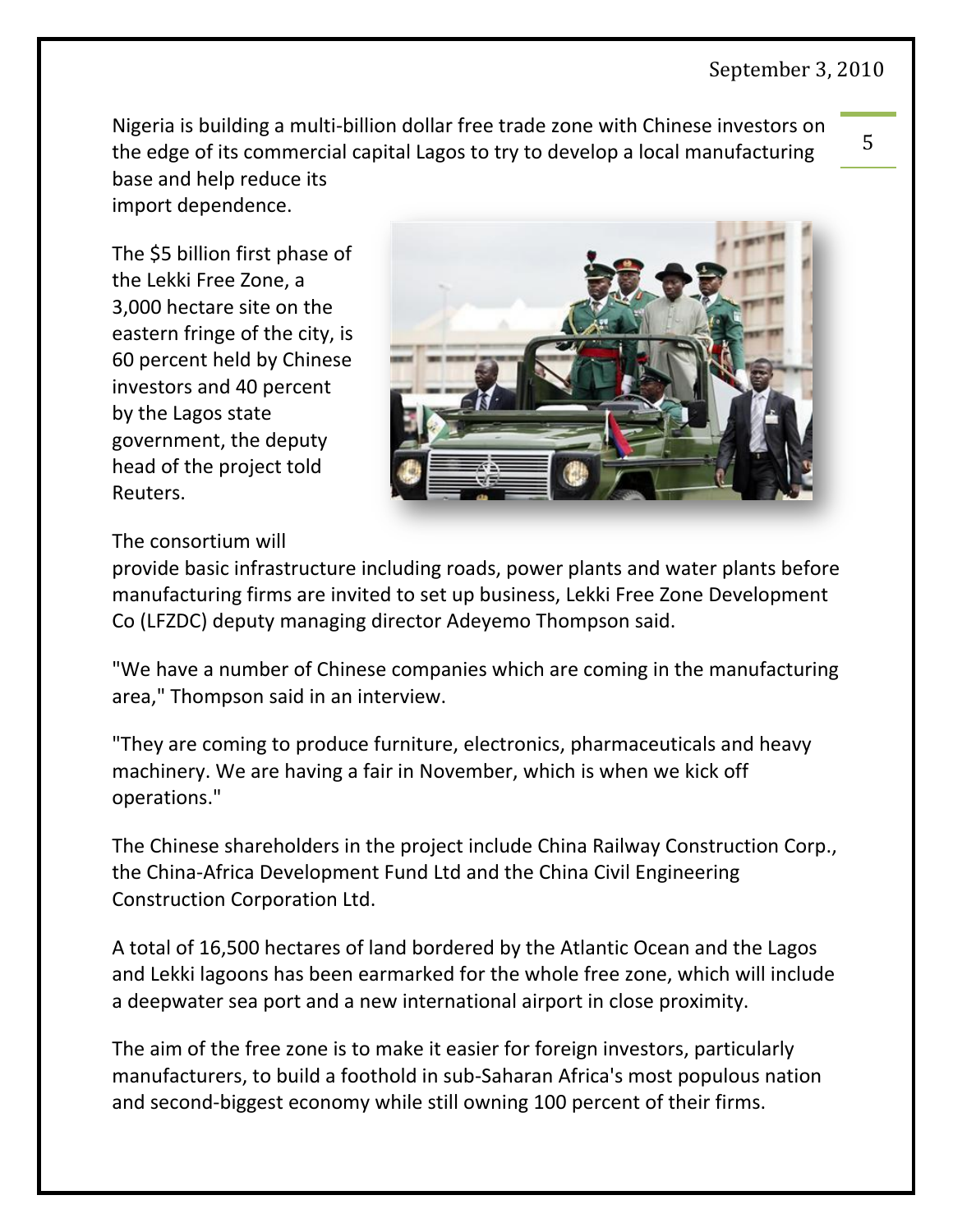September 3, 2010

Nigeria is building a multi-billion dollar free trade zone with Chinese investors on the edge of its commercial capital Lagos to try to develop a local manufacturing base and help reduce its import dependence.

The $5 billion first phase of the Lekki Free Zone, a 3,000 hectare site on the eastern fringe of the city, is 60 percent held by Chinese investors and 40 percent by the Lagos state government, the deputy head of the project told Reuters.

The consortium will provide basic infrastructure including roads, power plants and water plants before manufacturing firms are invited to set up business, Lekki Free Zone Development Co (LFZDC) deputy managing director Adeyemo Thompson said.

"We have a number of Chinese companies which are coming in the manufacturing area," Thompson said in an interview.

"They are coming to produce furniture, electronics, pharmaceuticals and heavy machinery. We are having a fair in November, which is when we kick off operations."

The Chinese shareholders in the project include China Railway Construction Corp., the China-Africa Development Fund Ltd and the China Civil Engineering Construction Corporation Ltd.

A total of 16,500 hectares of land bordered by the Atlantic Ocean and the Lagos and Lekki lagoons has been earmarked for the whole free zone, which will include a deepwater sea port and a new international airport in close proximity.

The aim of the free zone is to make it easier for foreign investors, particularly manufacturers, to build a foothold in sub-Saharan Africa's most populous nation and second-biggest economy while still owning 100 percent of their firms.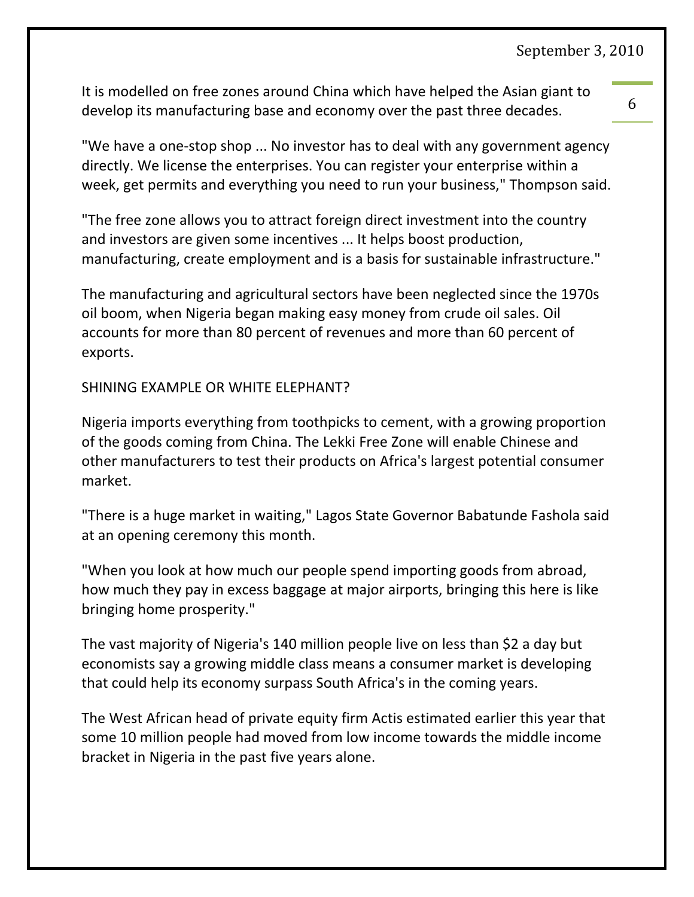It is modelled on free zones around China which have helped the Asian giant to develop its manufacturing base and economy over the past three decades.

"We have a one-stop shop ... No investor has to deal with any government agency directly. We license the enterprises. You can register your enterprise within a week, get permits and everything you need to run your business," Thompson said.

"The free zone allows you to attract foreign direct investment into the country and investors are given some incentives ... It helps boost production, manufacturing, create employment and is a basis for sustainable infrastructure."

The manufacturing and agricultural sectors have been neglected since the 1970s oil boom, when Nigeria began making easy money from crude oil sales. Oil accounts for more than 80 percent of revenues and more than 60 percent of exports.

SHINING EXAMPLE OR WHITE ELEPHANT?

Nigeria imports everything from toothpicks to cement, with a growing proportion of the goods coming from China. The Lekki Free Zone will enable Chinese and other manufacturers to test their products on Africa's largest potential consumer market.

"There is a huge market in waiting," Lagos State Governor Babatunde Fashola said at an opening ceremony this month.

"When you look at how much our people spend importing goods from abroad, how much they pay in excess baggage at major airports, bringing this here is like bringing home prosperity."

The vast majority of Nigeria's 140 million people live on less than $2 a day but economists say a growing middle class means a consumer market is developing that could help its economy surpass South Africa's in the coming years.

The West African head of private equity firm Actis estimated earlier this year that some 10 million people had moved from low income towards the middle income bracket in Nigeria in the past five years alone.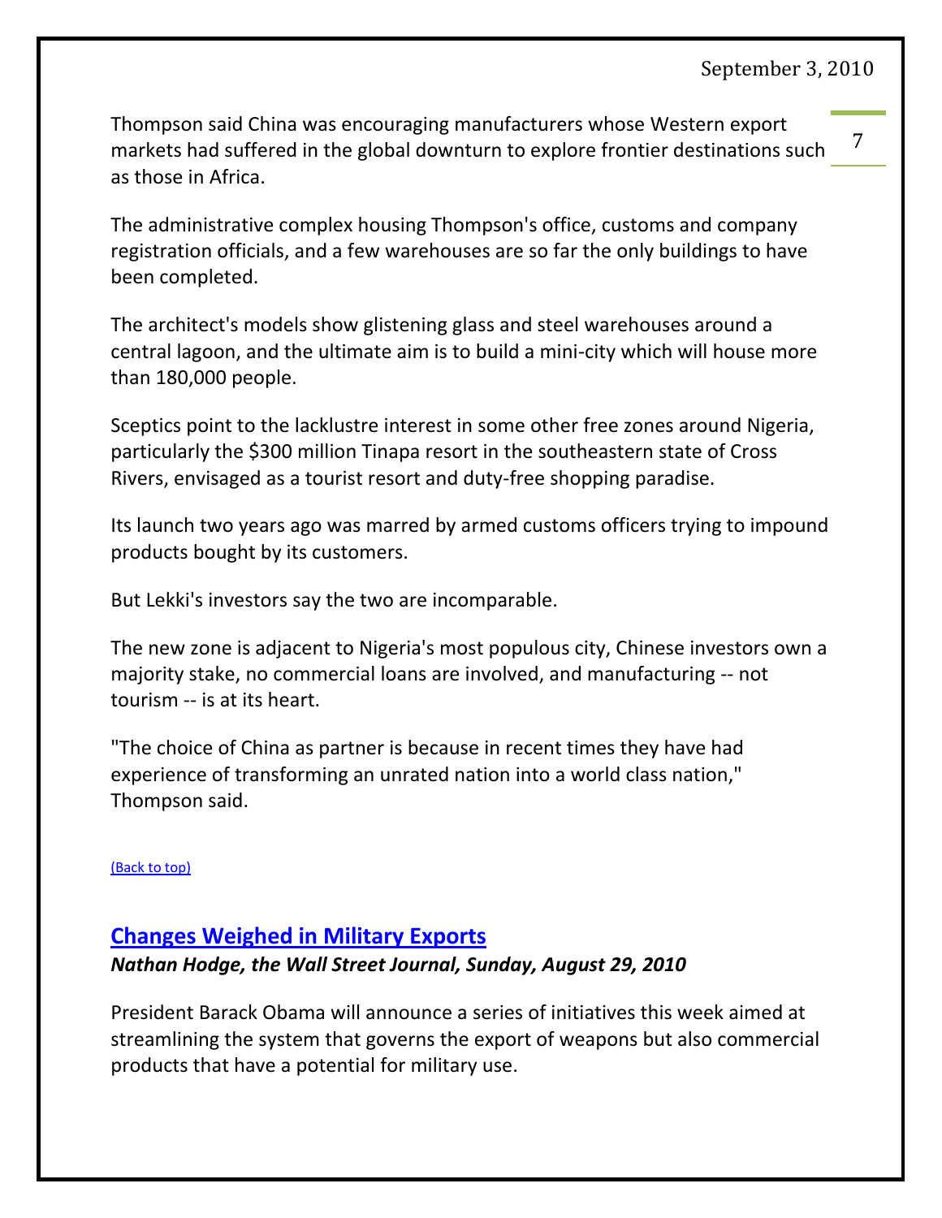Thompson said China was encouraging manufacturers whose Western export markets had suffered in the global downturn to explore frontier destinations such as those in Africa.

The administrative complex housing Thompson's office, customs and company registration officials, and a few warehouses are so far the only buildings to have been completed.

The architect's models show glistening glass and steel warehouses around a central lagoon, and the ultimate aim is to build a mini-city which will house more than 180,000 people.

Sceptics point to the lacklustre interest in some other free zones around Nigeria, particularly the $300 million Tinapa resort in the southeastern state of Cross Rivers, envisaged as a tourist resort and duty-free shopping paradise.

Its launch two years ago was marred by armed customs officers trying to impound products bought by its customers.

But Lekki's investors say the two are incomparable.

The new zone is adjacent to Nigeria's most populous city, Chinese investors own a majority stake, no commercial loans are involved, and manufacturing -- not tourism -- is at its heart.

"The choice of China as partner is because in recent times they have had experience of transforming an unrated nation into a world class nation," Thompson said.

(Back to top)

## Changes Weighed in Military Exports

***Nathan Hodge, the Wall Street Journal, Sunday, August 29, 2010***

President Barack Obama will announce a series of initiatives this week aimed at streamlining the system that governs the export of weapons but also commercial products that have a potential for military use.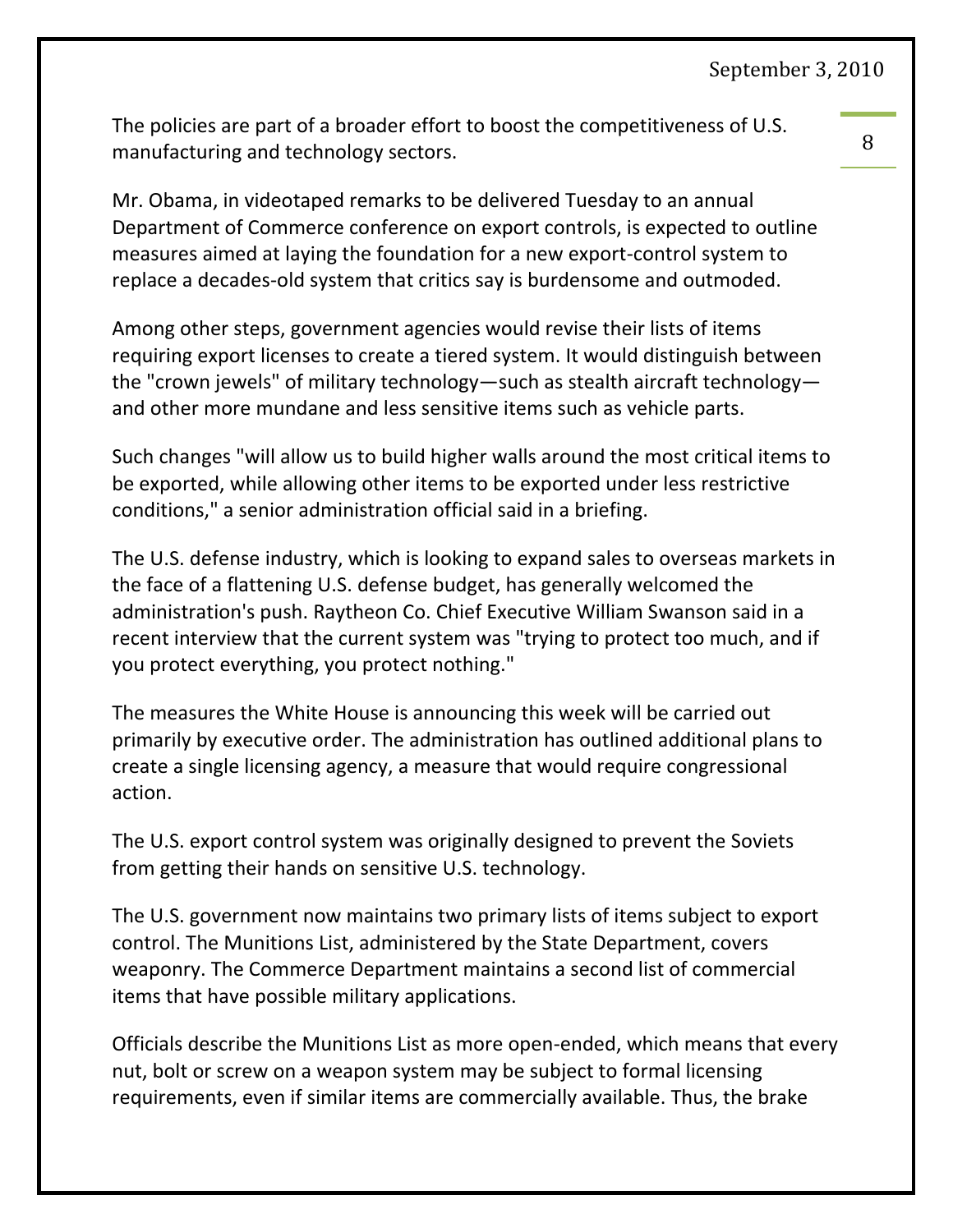The policies are part of a broader effort to boost the competitiveness of U.S. manufacturing and technology sectors.

Mr. Obama, in videotaped remarks to be delivered Tuesday to an annual Department of Commerce conference on export controls, is expected to outline measures aimed at laying the foundation for a new export-control system to replace a decades-old system that critics say is burdensome and outmoded.

Among other steps, government agencies would revise their lists of items requiring export licenses to create a tiered system. It would distinguish between the "crown jewels" of military technology—such as stealth aircraft technology—and other more mundane and less sensitive items such as vehicle parts.

Such changes "will allow us to build higher walls around the most critical items to be exported, while allowing other items to be exported under less restrictive conditions," a senior administration official said in a briefing.

The U.S. defense industry, which is looking to expand sales to overseas markets in the face of a flattening U.S. defense budget, has generally welcomed the administration's push. Raytheon Co. Chief Executive William Swanson said in a recent interview that the current system was "trying to protect too much, and if you protect everything, you protect nothing."

The measures the White House is announcing this week will be carried out primarily by executive order. The administration has outlined additional plans to create a single licensing agency, a measure that would require congressional action.

The U.S. export control system was originally designed to prevent the Soviets from getting their hands on sensitive U.S. technology.

The U.S. government now maintains two primary lists of items subject to export control. The Munitions List, administered by the State Department, covers weaponry. The Commerce Department maintains a second list of commercial items that have possible military applications.

Officials describe the Munitions List as more open-ended, which means that every nut, bolt or screw on a weapon system may be subject to formal licensing requirements, even if similar items are commercially available. Thus, the brake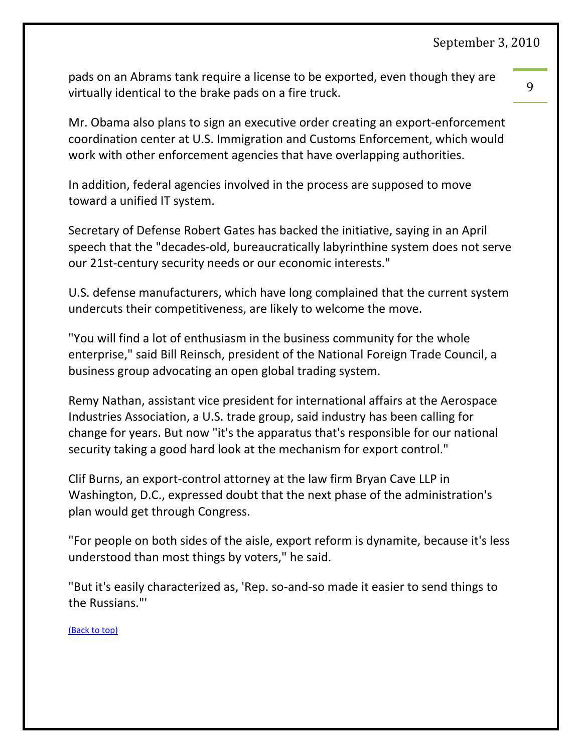pads on an Abrams tank require a license to be exported, even though they are virtually identical to the brake pads on a fire truck.

Mr. Obama also plans to sign an executive order creating an export-enforcement coordination center at U.S. Immigration and Customs Enforcement, which would work with other enforcement agencies that have overlapping authorities.

In addition, federal agencies involved in the process are supposed to move toward a unified IT system.

Secretary of Defense Robert Gates has backed the initiative, saying in an April speech that the "decades-old, bureaucratically labyrinthine system does not serve our 21st-century security needs or our economic interests."

U.S. defense manufacturers, which have long complained that the current system undercuts their competitiveness, are likely to welcome the move.

"You will find a lot of enthusiasm in the business community for the whole enterprise," said Bill Reinsch, president of the National Foreign Trade Council, a business group advocating an open global trading system.

Remy Nathan, assistant vice president for international affairs at the Aerospace Industries Association, a U.S. trade group, said industry has been calling for change for years. But now "it's the apparatus that's responsible for our national security taking a good hard look at the mechanism for export control."

Clif Burns, an export-control attorney at the law firm Bryan Cave LLP in Washington, D.C., expressed doubt that the next phase of the administration's plan would get through Congress.

"For people on both sides of the aisle, export reform is dynamite, because it's less understood than most things by voters," he said.

"But it's easily characterized as, 'Rep. so-and-so made it easier to send things to the Russians.'"

(Back to top)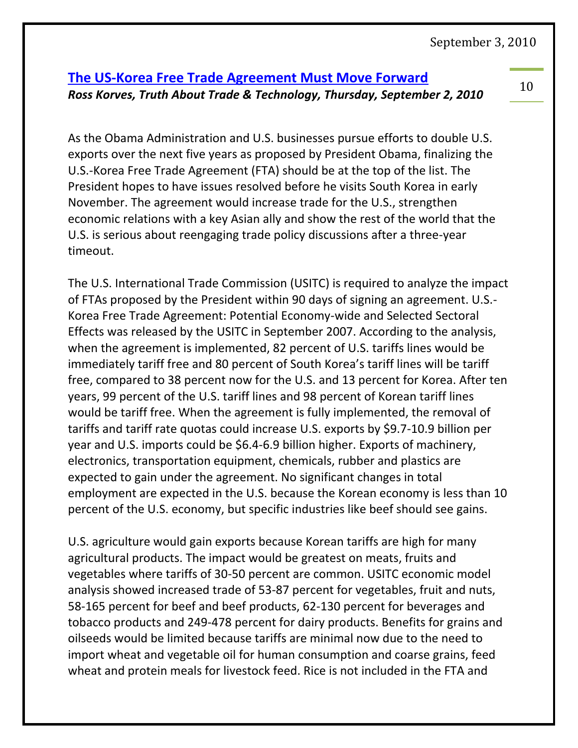September 3, 2010

## [The US-Korea Free Trade Agreement Must Move Forward](#)

***Ross Korves, Truth About Trade & Technology, Thursday, September 2, 2010***

As the Obama Administration and U.S. businesses pursue efforts to double U.S. exports over the next five years as proposed by President Obama, finalizing the U.S.-Korea Free Trade Agreement (FTA) should be at the top of the list. The President hopes to have issues resolved before he visits South Korea in early November. The agreement would increase trade for the U.S., strengthen economic relations with a key Asian ally and show the rest of the world that the U.S. is serious about reengaging trade policy discussions after a three-year timeout.

The U.S. International Trade Commission (USITC) is required to analyze the impact of FTAs proposed by the President within 90 days of signing an agreement. U.S.-Korea Free Trade Agreement: Potential Economy-wide and Selected Sectoral Effects was released by the USITC in September 2007. According to the analysis, when the agreement is implemented, 82 percent of U.S. tariffs lines would be immediately tariff free and 80 percent of South Korea's tariff lines will be tariff free, compared to 38 percent now for the U.S. and 13 percent for Korea. After ten years, 99 percent of the U.S. tariff lines and 98 percent of Korean tariff lines would be tariff free. When the agreement is fully implemented, the removal of tariffs and tariff rate quotas could increase U.S. exports by $9.7-10.9 billion per year and U.S. imports could be $6.4-6.9 billion higher. Exports of machinery, electronics, transportation equipment, chemicals, rubber and plastics are expected to gain under the agreement. No significant changes in total employment are expected in the U.S. because the Korean economy is less than 10 percent of the U.S. economy, but specific industries like beef should see gains.

U.S. agriculture would gain exports because Korean tariffs are high for many agricultural products. The impact would be greatest on meats, fruits and vegetables where tariffs of 30-50 percent are common. USITC economic model analysis showed increased trade of 53-87 percent for vegetables, fruit and nuts, 58-165 percent for beef and beef products, 62-130 percent for beverages and tobacco products and 249-478 percent for dairy products. Benefits for grains and oilseeds would be limited because tariffs are minimal now due to the need to import wheat and vegetable oil for human consumption and coarse grains, feed wheat and protein meals for livestock feed. Rice is not included in the FTA and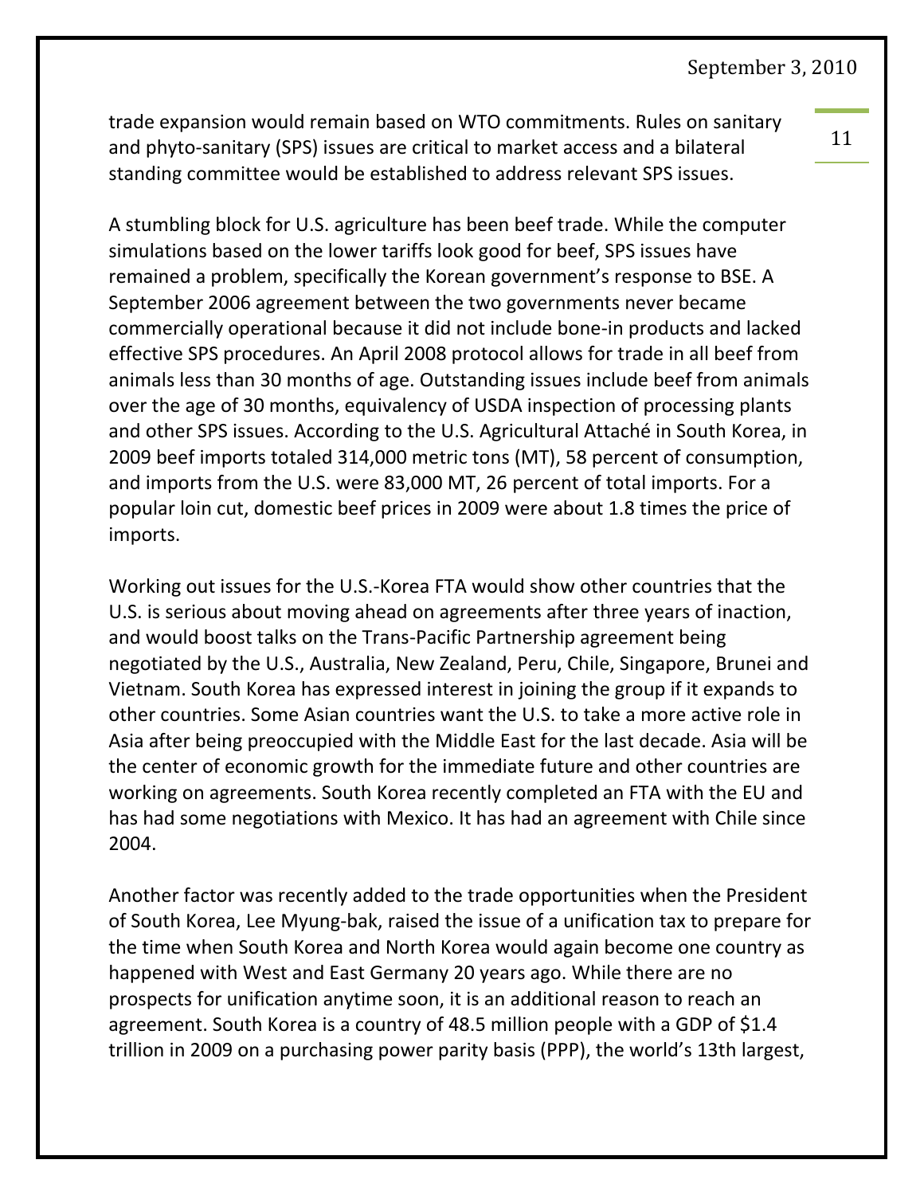trade expansion would remain based on WTO commitments. Rules on sanitary and phyto-sanitary (SPS) issues are critical to market access and a bilateral standing committee would be established to address relevant SPS issues.

A stumbling block for U.S. agriculture has been beef trade. While the computer simulations based on the lower tariffs look good for beef, SPS issues have remained a problem, specifically the Korean government's response to BSE. A September 2006 agreement between the two governments never became commercially operational because it did not include bone-in products and lacked effective SPS procedures. An April 2008 protocol allows for trade in all beef from animals less than 30 months of age. Outstanding issues include beef from animals over the age of 30 months, equivalency of USDA inspection of processing plants and other SPS issues. According to the U.S. Agricultural Attaché in South Korea, in 2009 beef imports totaled 314,000 metric tons (MT), 58 percent of consumption, and imports from the U.S. were 83,000 MT, 26 percent of total imports. For a popular loin cut, domestic beef prices in 2009 were about 1.8 times the price of imports.

Working out issues for the U.S.-Korea FTA would show other countries that the U.S. is serious about moving ahead on agreements after three years of inaction, and would boost talks on the Trans-Pacific Partnership agreement being negotiated by the U.S., Australia, New Zealand, Peru, Chile, Singapore, Brunei and Vietnam. South Korea has expressed interest in joining the group if it expands to other countries. Some Asian countries want the U.S. to take a more active role in Asia after being preoccupied with the Middle East for the last decade. Asia will be the center of economic growth for the immediate future and other countries are working on agreements. South Korea recently completed an FTA with the EU and has had some negotiations with Mexico. It has had an agreement with Chile since 2004.

Another factor was recently added to the trade opportunities when the President of South Korea, Lee Myung-bak, raised the issue of a unification tax to prepare for the time when South Korea and North Korea would again become one country as happened with West and East Germany 20 years ago. While there are no prospects for unification anytime soon, it is an additional reason to reach an agreement. South Korea is a country of 48.5 million people with a GDP of $1.4 trillion in 2009 on a purchasing power parity basis (PPP), the world's 13th largest,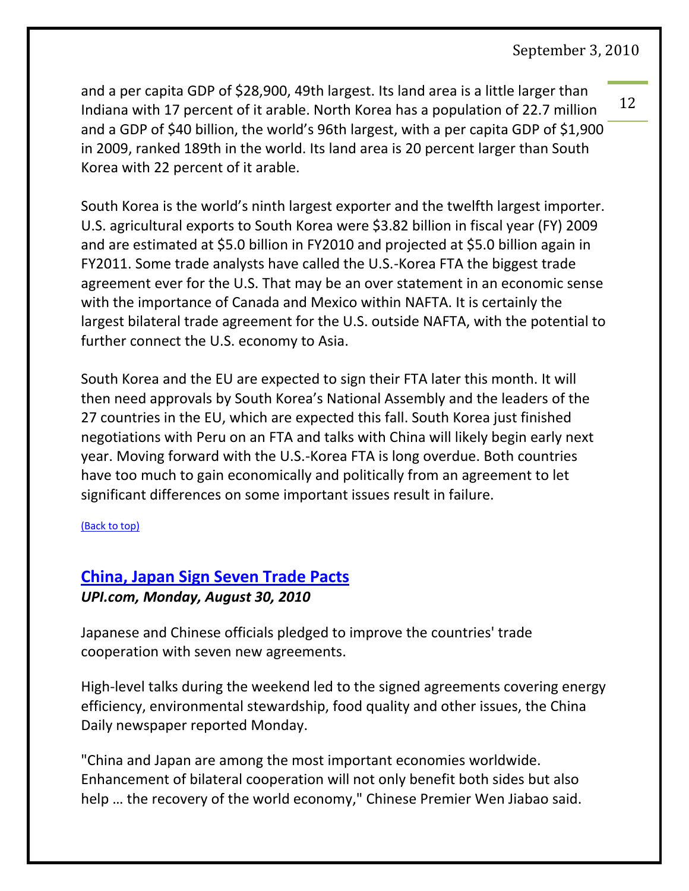and a per capita GDP of $28,900, 49th largest. Its land area is a little larger than Indiana with 17 percent of it arable. North Korea has a population of 22.7 million and a GDP of $40 billion, the world's 96th largest, with a per capita GDP of $1,900 in 2009, ranked 189th in the world. Its land area is 20 percent larger than South Korea with 22 percent of it arable.

South Korea is the world's ninth largest exporter and the twelfth largest importer. U.S. agricultural exports to South Korea were $3.82 billion in fiscal year (FY) 2009 and are estimated at $5.0 billion in FY2010 and projected at $5.0 billion again in FY2011. Some trade analysts have called the U.S.-Korea FTA the biggest trade agreement ever for the U.S. That may be an over statement in an economic sense with the importance of Canada and Mexico within NAFTA. It is certainly the largest bilateral trade agreement for the U.S. outside NAFTA, with the potential to further connect the U.S. economy to Asia.

South Korea and the EU are expected to sign their FTA later this month. It will then need approvals by South Korea's National Assembly and the leaders of the 27 countries in the EU, which are expected this fall. South Korea just finished negotiations with Peru on an FTA and talks with China will likely begin early next year. Moving forward with the U.S.-Korea FTA is long overdue. Both countries have too much to gain economically and politically from an agreement to let significant differences on some important issues result in failure.

(Back to top)

## China, Japan Sign Seven Trade Pacts

***UPI.com, Monday, August 30, 2010***

Japanese and Chinese officials pledged to improve the countries' trade cooperation with seven new agreements.

High-level talks during the weekend led to the signed agreements covering energy efficiency, environmental stewardship, food quality and other issues, the China Daily newspaper reported Monday.

"China and Japan are among the most important economies worldwide. Enhancement of bilateral cooperation will not only benefit both sides but also help … the recovery of the world economy," Chinese Premier Wen Jiabao said.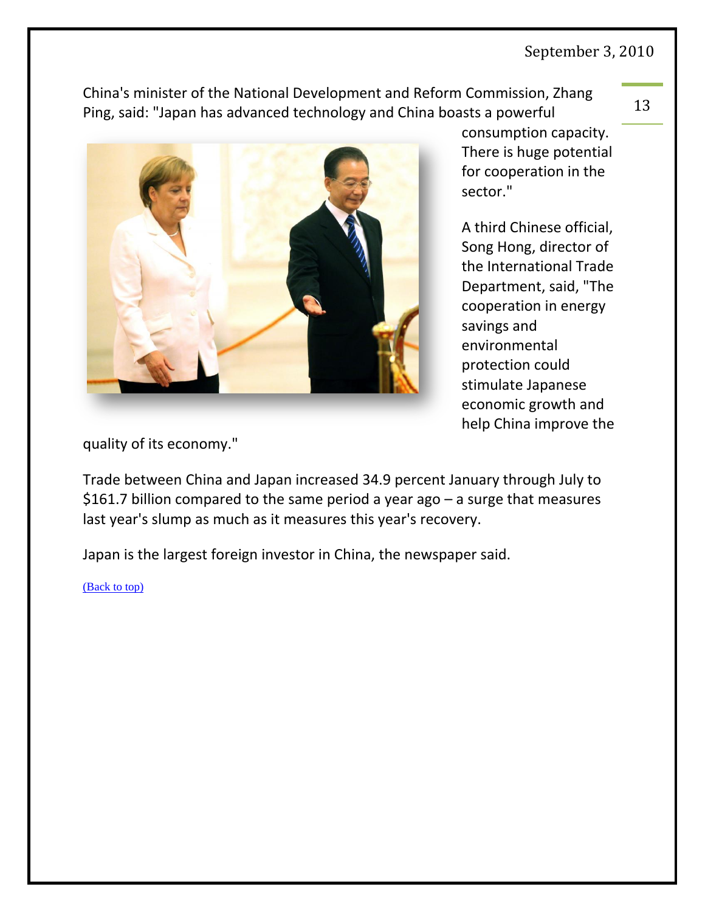China's minister of the National Development and Reform Commission, Zhang Ping, said: "Japan has advanced technology and China boasts a powerful consumption capacity. There is huge potential for cooperation in the sector."

A third Chinese official, Song Hong, director of the International Trade Department, said, "The cooperation in energy savings and environmental protection could stimulate Japanese economic growth and help China improve the quality of its economy."

Trade between China and Japan increased 34.9 percent January through July to $161.7 billion compared to the same period a year ago – a surge that measures last year's slump as much as it measures this year's recovery.

Japan is the largest foreign investor in China, the newspaper said.

(Back to top)